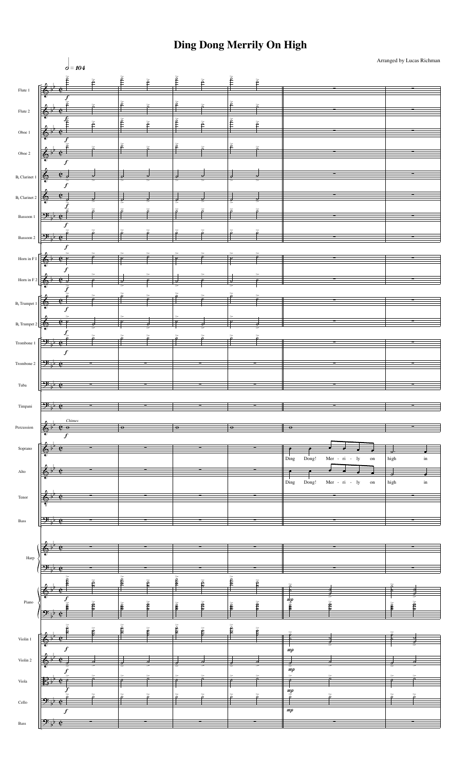# Ding Dong Merrily On High

Arranged by Lucas Richman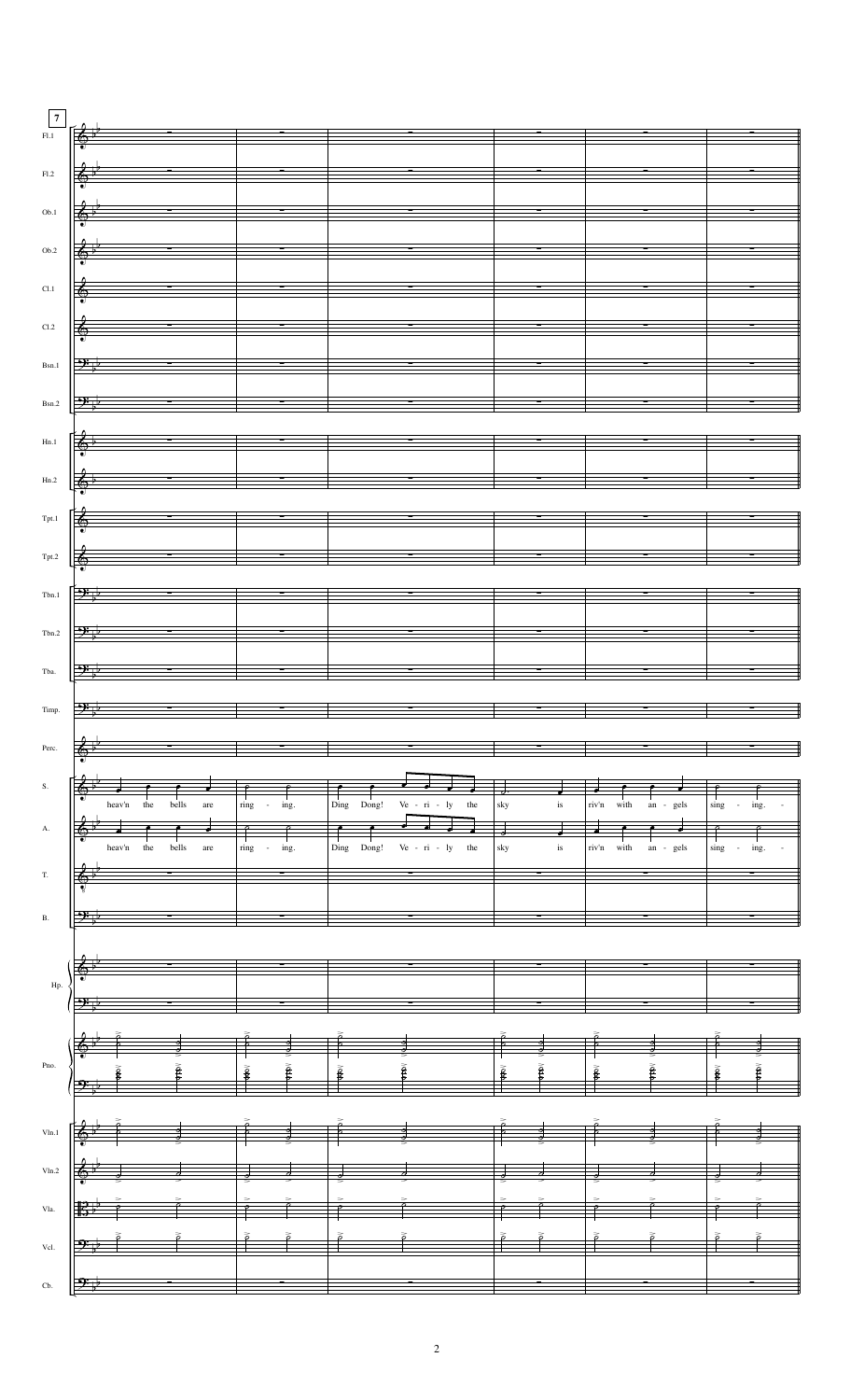7

S.: heav'n the bells are ring - ing. Ding Dong! Ve - ri - ly the sky is riv'n with an - gels sing - ing. -

A.: heav'n the bells are ring - ing. Ding Dong! Ve - ri - ly the sky is riv'n with an - gels sing - ing. -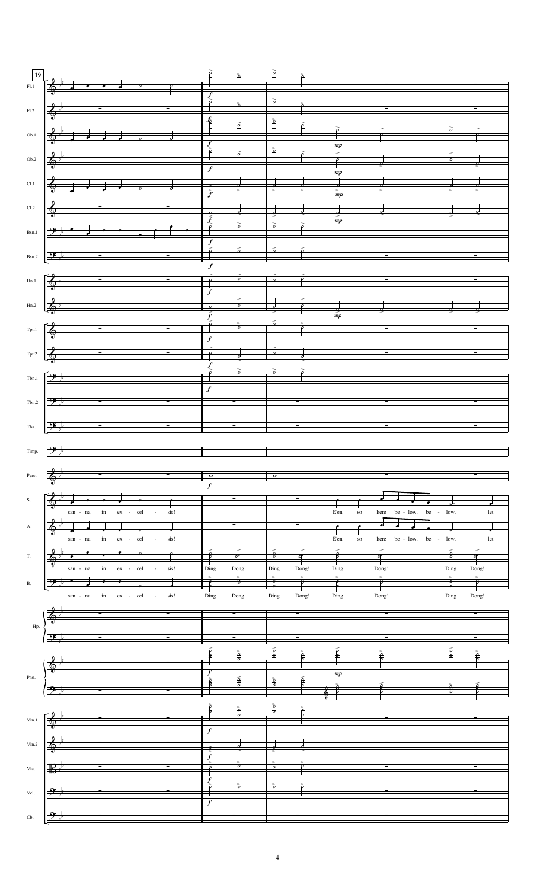**19**

Fl.1
Fl.2
Ob.1
Ob.2
Cl.1
Cl.2
Bsn.1
Bsn.2
Hn.1
Hn.2
Tpt.1
Tpt.2
Tbn.1
Tbn.2
Tba.
Timp.
Perc.

S. san - na in ex - cel - sis! E'en so here be - low, be - low, let

A. san - na in ex - cel - sis! E'en so here be - low, be - low, let

T. san - na in ex - cel - sis! Ding Dong! Ding Dong! Ding Dong! Ding Dong!

B. san - na in ex - cel - sis! Ding Dong! Ding Dong! Ding Dong! Ding Dong!

Hp.
Pno.
Vln.1
Vln.2
Vla.
Vcl.
Cb.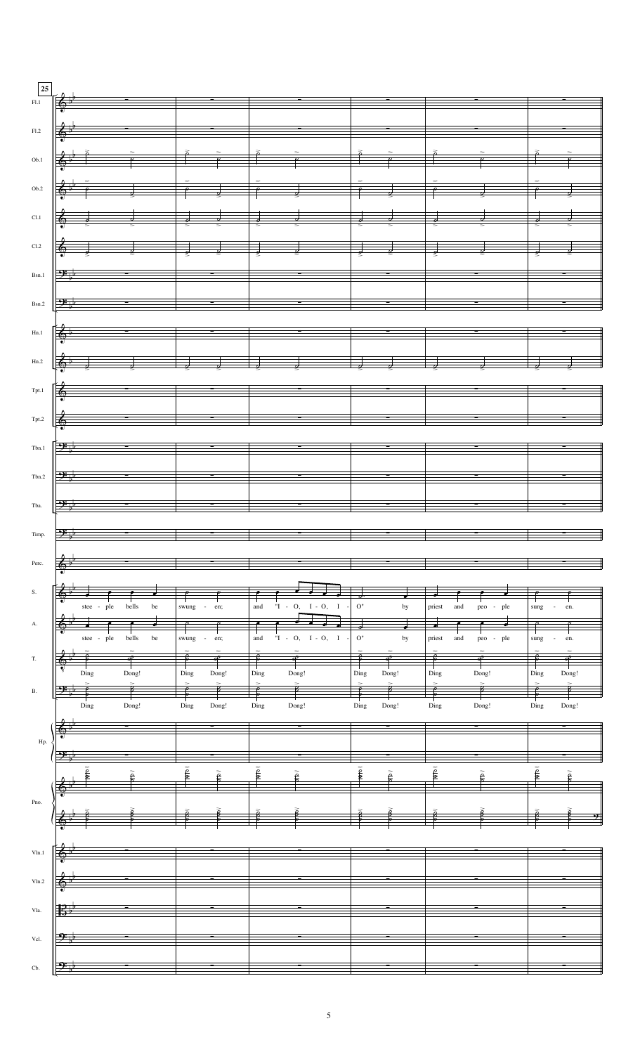25

Fl.1

Fl.2

Ob.1

Ob.2

Cl.1

Cl.2

Bsn.1

Bsn.2

Hn.1

Hn.2

Tpt.1

Tpt.2

Tbn.1

Tbn.2

Tba.

Timp.

Perc.

S. stee - ple bells be swung - en; and "I - O, I - O, I - O" by priest and peo - ple sung - en.

A. stee - ple bells be swung - en; and "I - O, I - O, I - O" by priest and peo - ple sung - en.

T. Ding Dong! Ding Dong! Ding Dong! Ding Dong! Ding Dong! Ding Dong!

B. Ding Dong! Ding Dong! Ding Dong! Ding Dong! Ding Dong! Ding Dong!

Hp.

Pno.

Vln.1

Vln.2

Vla.

Vcl.

Cb.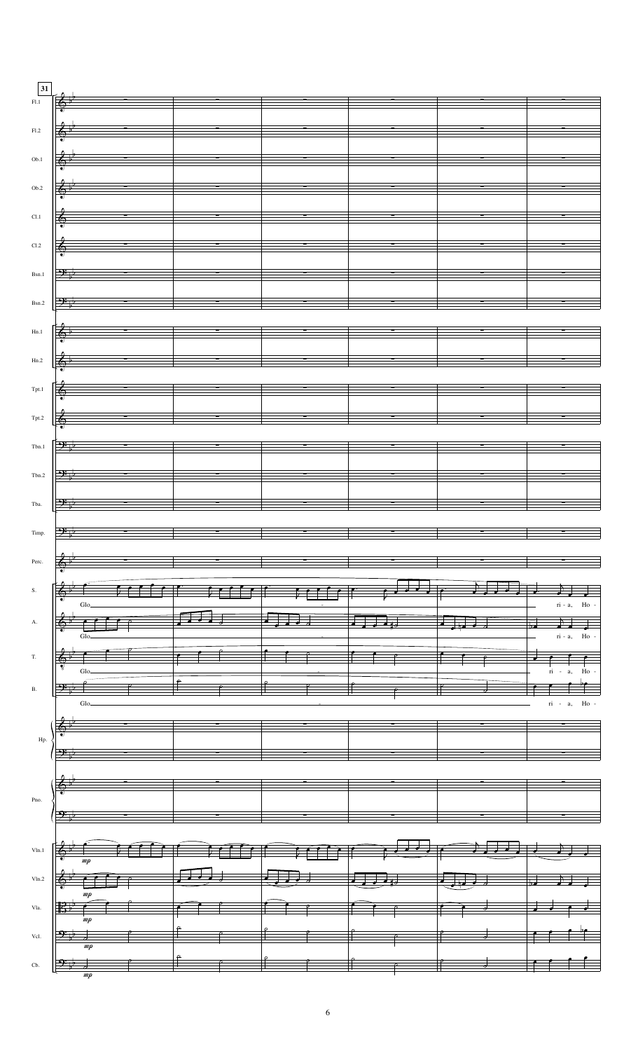31

Fl.1
Fl.2
Ob.1
Ob.2
Cl.1
Cl.2
Bsn.1
Bsn.2
Hn.1
Hn.2
Tpt.1
Tpt.2
Tbn.1
Tbn.2
Tba.
Timp.
Perc.

S. Glo _ ri - a, Ho -
A. Glo _ ri - a, Ho -
T. Glo _ ri - a, Ho -
B. Glo _ ri - a, Ho -

Hp.
Pno.

Vln.1 *mp*
Vln.2 *mp*
Vla. *mp*
Vcl. *mp*
Cb. *mp*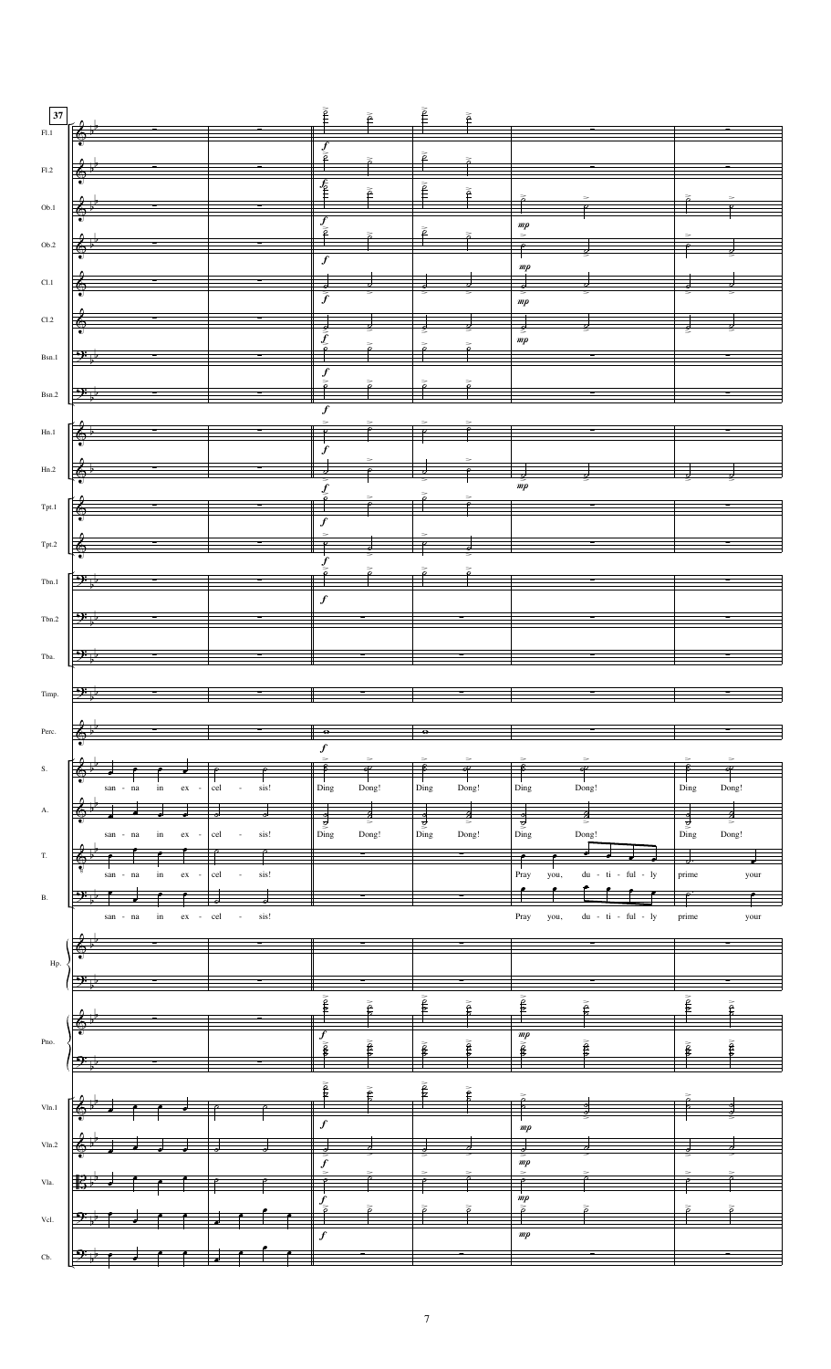**37**

Fl.1, Fl.2, Ob.1, Ob.2, Cl.1, Cl.2, Bsn.1, Bsn.2, Hn.1, Hn.2, Tpt.1, Tpt.2, Tbn.1, Tbn.2, Tba., Timp., Perc., S., A., T., B., Hp., Pno., Vln.1, Vln.2, Vla., Vcl., Cb.

*f* *mp*

S.: san - na in ex - cel - sis! Ding Dong! Ding Dong! Ding Dong! Ding Dong!

A.: san - na in ex - cel - sis! Ding Dong! Ding Dong! Ding Dong! Ding Dong!

T.: san - na in ex - cel - sis! Pray you, du - ti - ful - ly prime your

B.: san - na in ex - cel - sis! Pray you, du - ti - ful - ly prime your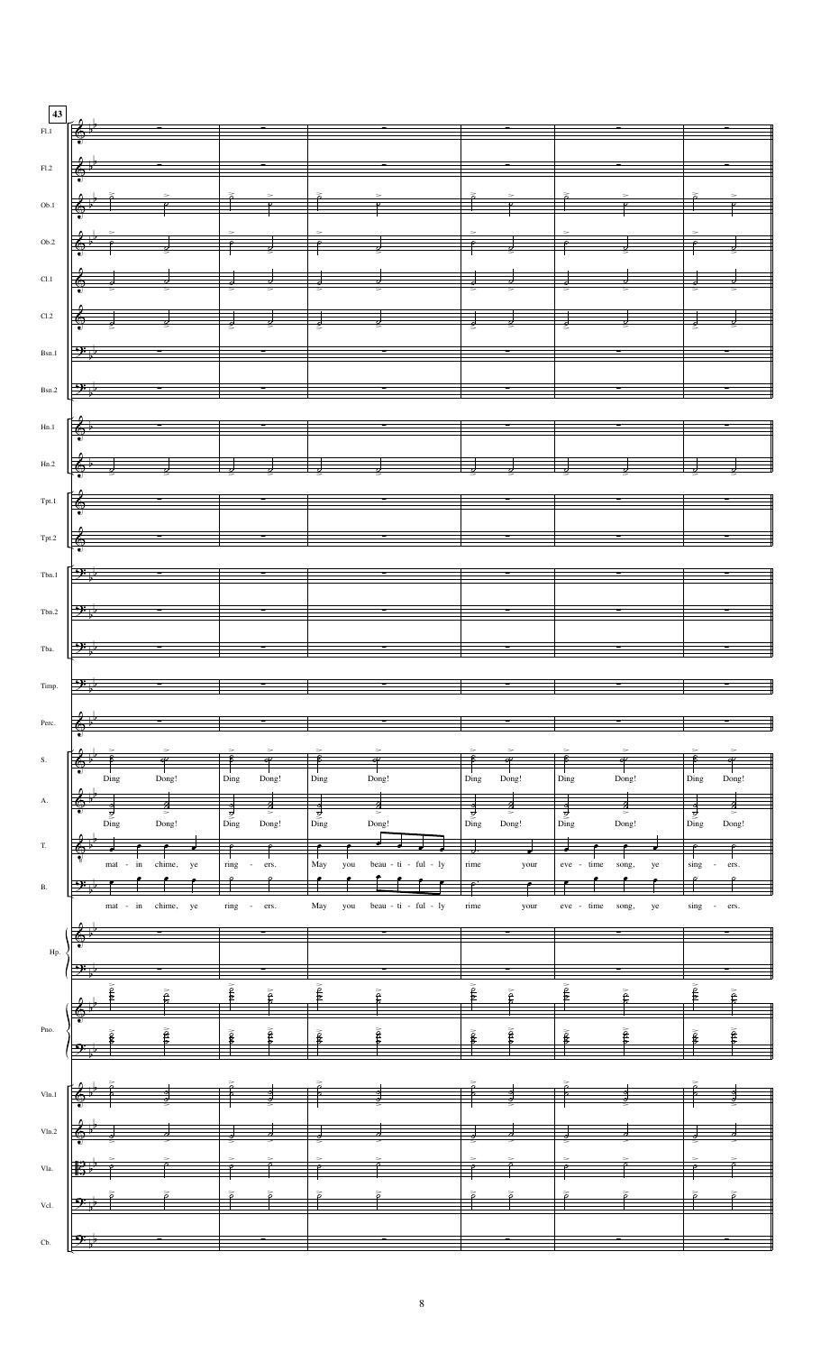43

Fl.1
Fl.2
Ob.1
Ob.2
Cl.1
Cl.2
Bsn.1
Bsn.2
Hn.1
Hn.2
Tpt.1
Tpt.2
Tbn.1
Tbn.2
Tba.
Timp.
Perc.

S.: Ding Dong! Ding Dong! Ding Dong! Ding Dong! Ding Dong! Ding Dong!

A.: Ding Dong! Ding Dong! Ding Dong! Ding Dong! Ding Dong! Ding Dong!

T.: mat - in chime, ye ring - ers. May you beau - ti - ful - ly rime your eve - time song, ye sing - ers.

B.: mat - in chime, ye ring - ers. May you beau - ti - ful - ly rime your eve - time song, ye sing - ers.

Hp.
Pno.
Vln.1
Vln.2
Vla.
Vcl.
Cb.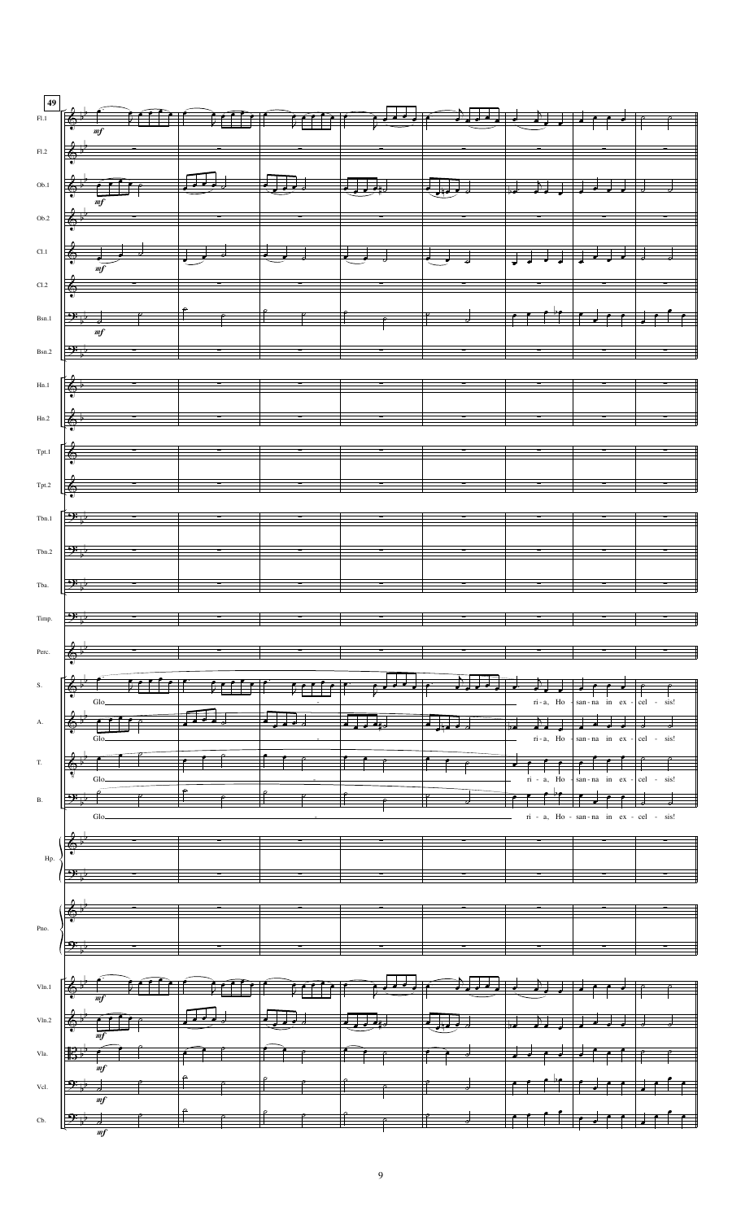49

Fl.1

Fl.2

Ob.1

Ob.2

Cl.1

Cl.2

Bsn.1

Bsn.2

Hn.1

Hn.2

Tpt.1

Tpt.2

Tbn.1

Tbn.2

Tba.

Timp.

Perc.

S. Glo ri - a, Ho - san - na in ex - cel - sis!

A. Glo ri - a, Ho - san - na in ex - cel - sis!

T. Glo ri - a, Ho - san - na in ex - cel - sis!

B. Glo ri - a, Ho - san - na in ex - cel - sis!

Hp.

Pno.

Vln.1

Vln.2

Vla.

Vcl.

Cb.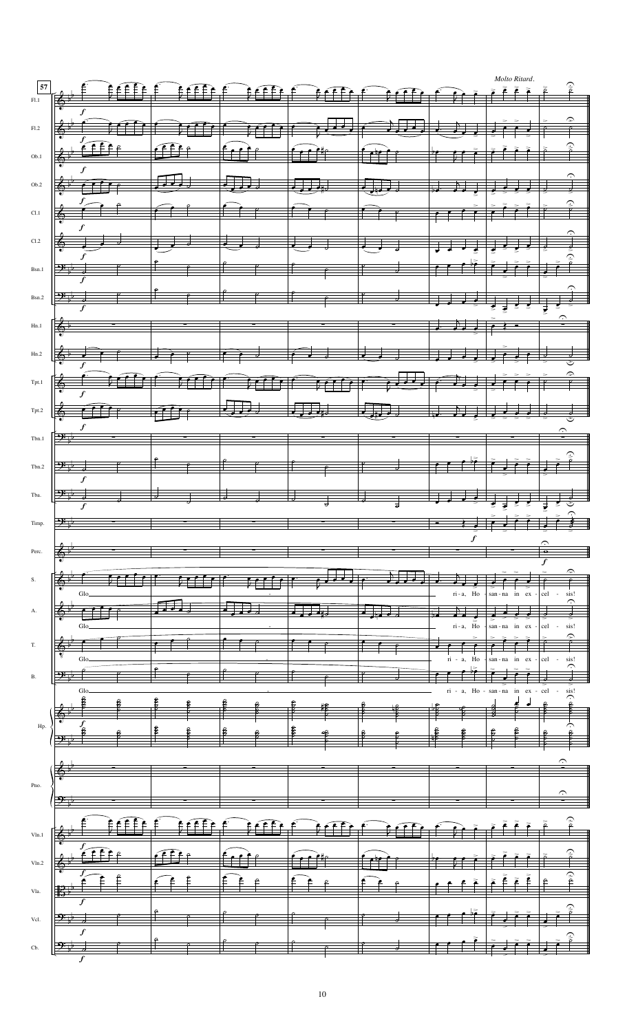Molto Ritard.

57

Fl.1

Fl.2

Ob.1

Ob.2

Cl.1

Cl.2

Bsn.1

Bsn.2

Hn.1

Hn.2

Tpt.1

Tpt.2

Tbn.1

Tbn.2

Tba.

Timp.

Perc.

S.

Glo ri - a, Ho - san - na in ex - cel - sis!

A.

Glo ri - a, Ho - san - na in ex - cel - sis!

T.

Glo ri - a, Ho - san - na in ex - cel - sis!

B.

Glo ri - a, Ho - san - na in ex - cel - sis!

Hp.

Pno.

Vln.1

Vln.2

Vla.

Vcl.

Cb.